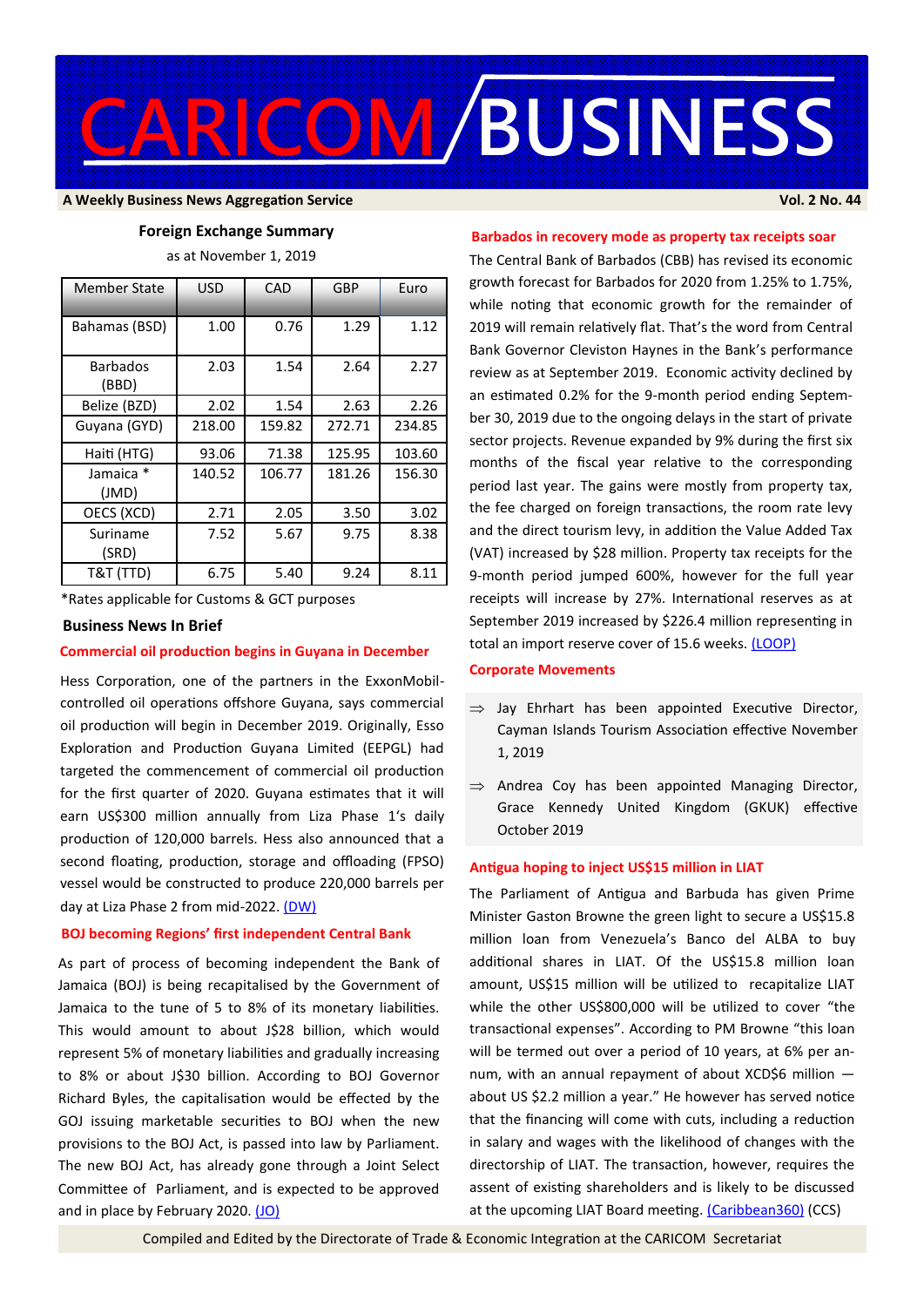# CARICOM/BUSINESS

**A Weekly Business News Aggregation Service** — **Vol. 2 No. 44**

## Foreign Exchange Summary

as at November 1, 2019

| Member State | USD | CAD | GBP | Euro |
|---|---|---|---|---|
| Bahamas (BSD) | 1.00 | 0.76 | 1.29 | 1.12 |
| Barbados (BBD) | 2.03 | 1.54 | 2.64 | 2.27 |
| Belize (BZD) | 2.02 | 1.54 | 2.63 | 2.26 |
| Guyana (GYD) | 218.00 | 159.82 | 272.71 | 234.85 |
| Haiti (HTG) | 93.06 | 71.38 | 125.95 | 103.60 |
| Jamaica * (JMD) | 140.52 | 106.77 | 181.26 | 156.30 |
| OECS (XCD) | 2.71 | 2.05 | 3.50 | 3.02 |
| Suriname (SRD) | 7.52 | 5.67 | 9.75 | 8.38 |
| T&T (TTD) | 6.75 | 5.40 | 9.24 | 8.11 |

*Rates applicable for Customs & GCT purposes

## Business News In Brief

### Commercial oil production begins in Guyana in December

Hess Corporation, one of the partners in the ExxonMobil-controlled oil operations offshore Guyana, says commercial oil production will begin in December 2019. Originally, Esso Exploration and Production Guyana Limited (EEPGL) had targeted the commencement of commercial oil production for the first quarter of 2020. Guyana estimates that it will earn US$300 million annually from Liza Phase 1's daily production of 120,000 barrels. Hess also announced that a second floating, production, storage and offloading (FPSO) vessel would be constructed to produce 220,000 barrels per day at Liza Phase 2 from mid-2022. (DW)

### BOJ becoming Regions' first independent Central Bank

As part of process of becoming independent the Bank of Jamaica (BOJ) is being recapitalised by the Government of Jamaica to the tune of 5 to 8% of its monetary liabilities. This would amount to about J$28 billion, which would represent 5% of monetary liabilities and gradually increasing to 8% or about J$30 billion. According to BOJ Governor Richard Byles, the capitalisation would be effected by the GOJ issuing marketable securities to BOJ when the new provisions to the BOJ Act, is passed into law by Parliament. The new BOJ Act, has already gone through a Joint Select Committee of Parliament, and is expected to be approved and in place by February 2020. (JO)

### Barbados in recovery mode as property tax receipts soar

The Central Bank of Barbados (CBB) has revised its economic growth forecast for Barbados for 2020 from 1.25% to 1.75%, while noting that economic growth for the remainder of 2019 will remain relatively flat. That's the word from Central Bank Governor Cleviston Haynes in the Bank's performance review as at September 2019. Economic activity declined by an estimated 0.2% for the 9-month period ending September 30, 2019 due to the ongoing delays in the start of private sector projects. Revenue expanded by 9% during the first six months of the fiscal year relative to the corresponding period last year. The gains were mostly from property tax, the fee charged on foreign transactions, the room rate levy and the direct tourism levy, in addition the Value Added Tax (VAT) increased by $28 million. Property tax receipts for the 9-month period jumped 600%, however for the full year receipts will increase by 27%. International reserves as at September 2019 increased by $226.4 million representing in total an import reserve cover of 15.6 weeks. (LOOP)

### Corporate Movements

- ⇒ Jay Ehrhart has been appointed Executive Director, Cayman Islands Tourism Association effective November 1, 2019
- ⇒ Andrea Coy has been appointed Managing Director, Grace Kennedy United Kingdom (GKUK) effective October 2019

### Antigua hoping to inject US$15 million in LIAT

The Parliament of Antigua and Barbuda has given Prime Minister Gaston Browne the green light to secure a US$15.8 million loan from Venezuela's Banco del ALBA to buy additional shares in LIAT. Of the US$15.8 million loan amount, US$15 million will be utilized to recapitalize LIAT while the other US$800,000 will be utilized to cover "the transactional expenses". According to PM Browne "this loan will be termed out over a period of 10 years, at 6% per annum, with an annual repayment of about XCD$6 million — about US $2.2 million a year." He however has served notice that the financing will come with cuts, including a reduction in salary and wages with the likelihood of changes with the directorship of LIAT. The transaction, however, requires the assent of existing shareholders and is likely to be discussed at the upcoming LIAT Board meeting. (Caribbean360) (CCS)

Compiled and Edited by the Directorate of Trade & Economic Integration at the CARICOM Secretariat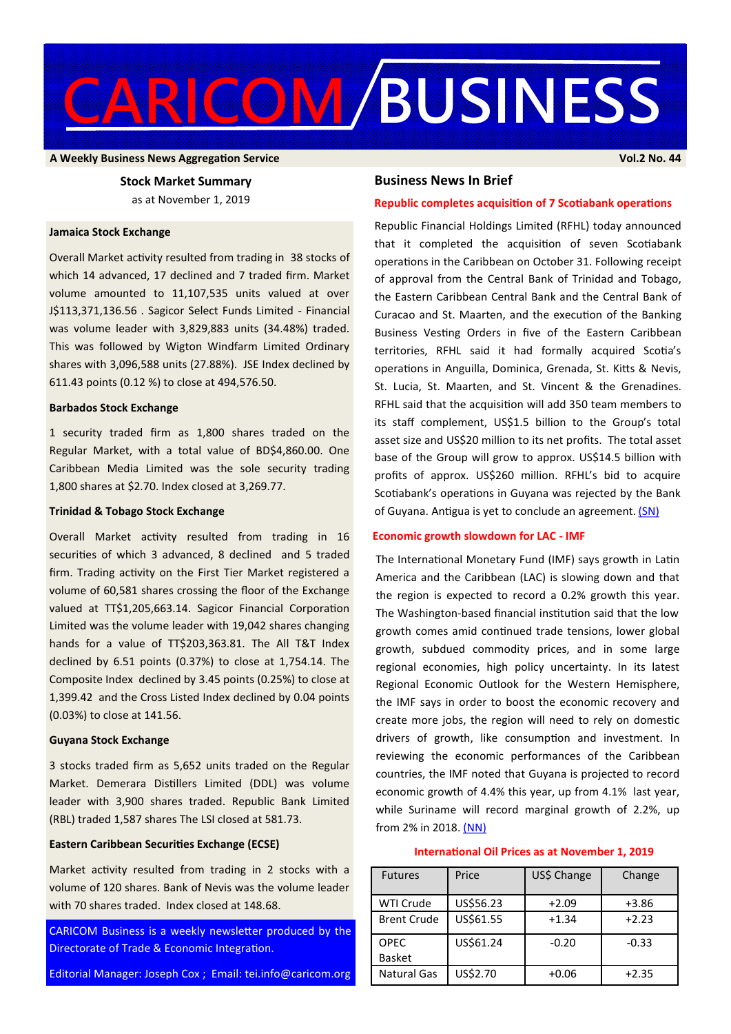# CARICOM BUSINESS

**A Weekly Business News Aggregation Service** — **Vol.2 No. 44**

## Stock Market Summary

as at November 1, 2019

### Jamaica Stock Exchange

Overall Market activity resulted from trading in 38 stocks of which 14 advanced, 17 declined and 7 traded firm. Market volume amounted to 11,107,535 units valued at over J$113,371,136.56 . Sagicor Select Funds Limited - Financial was volume leader with 3,829,883 units (34.48%) traded. This was followed by Wigton Windfarm Limited Ordinary shares with 3,096,588 units (27.88%). JSE Index declined by 611.43 points (0.12 %) to close at 494,576.50.

### Barbados Stock Exchange

1 security traded firm as 1,800 shares traded on the Regular Market, with a total value of BD$4,860.00. One Caribbean Media Limited was the sole security trading 1,800 shares at $2.70. Index closed at 3,269.77.

### Trinidad & Tobago Stock Exchange

Overall Market activity resulted from trading in 16 securities of which 3 advanced, 8 declined and 5 traded firm. Trading activity on the First Tier Market registered a volume of 60,581 shares crossing the floor of the Exchange valued at TT$1,205,663.14. Sagicor Financial Corporation Limited was the volume leader with 19,042 shares changing hands for a value of TT$203,363.81. The All T&T Index declined by 6.51 points (0.37%) to close at 1,754.14. The Composite Index declined by 3.45 points (0.25%) to close at 1,399.42 and the Cross Listed Index declined by 0.04 points (0.03%) to close at 141.56.

### Guyana Stock Exchange

3 stocks traded firm as 5,652 units traded on the Regular Market. Demerara Distillers Limited (DDL) was volume leader with 3,900 shares traded. Republic Bank Limited (RBL) traded 1,587 shares The LSI closed at 581.73.

### Eastern Caribbean Securities Exchange (ECSE)

Market activity resulted from trading in 2 stocks with a volume of 120 shares. Bank of Nevis was the volume leader with 70 shares traded. Index closed at 148.68.

CARICOM Business is a weekly newsletter produced by the Directorate of Trade & Economic Integration.

Editorial Manager: Joseph Cox ; Email: tei.info@caricom.org

## Business News In Brief

### Republic completes acquisition of 7 Scotiabank operations

Republic Financial Holdings Limited (RFHL) today announced that it completed the acquisition of seven Scotiabank operations in the Caribbean on October 31. Following receipt of approval from the Central Bank of Trinidad and Tobago, the Eastern Caribbean Central Bank and the Central Bank of Curacao and St. Maarten, and the execution of the Banking Business Vesting Orders in five of the Eastern Caribbean territories, RFHL said it had formally acquired Scotia's operations in Anguilla, Dominica, Grenada, St. Kitts & Nevis, St. Lucia, St. Maarten, and St. Vincent & the Grenadines. RFHL said that the acquisition will add 350 team members to its staff complement, US$1.5 billion to the Group's total asset size and US$20 million to its net profits. The total asset base of the Group will grow to approx. US$14.5 billion with profits of approx. US$260 million. RFHL's bid to acquire Scotiabank's operations in Guyana was rejected by the Bank of Guyana. Antigua is yet to conclude an agreement. (SN)

### Economic growth slowdown for LAC - IMF

The International Monetary Fund (IMF) says growth in Latin America and the Caribbean (LAC) is slowing down and that the region is expected to record a 0.2% growth this year. The Washington-based financial institution said that the low growth comes amid continued trade tensions, lower global growth, subdued commodity prices, and in some large regional economies, high policy uncertainty. In its latest Regional Economic Outlook for the Western Hemisphere, the IMF says in order to boost the economic recovery and create more jobs, the region will need to rely on domestic drivers of growth, like consumption and investment. In reviewing the economic performances of the Caribbean countries, the IMF noted that Guyana is projected to record economic growth of 4.4% this year, up from 4.1% last year, while Suriname will record marginal growth of 2.2%, up from 2% in 2018. (NN)

### International Oil Prices as at November 1, 2019

| Futures | Price | US$ Change | Change |
|---|---|---|---|
| WTI Crude | US$56.23 | +2.09 | +3.86 |
| Brent Crude | US$61.55 | +1.34 | +2.23 |
| OPEC Basket | US$61.24 | -0.20 | -0.33 |
| Natural Gas | US$2.70 | +0.06 | +2.35 |